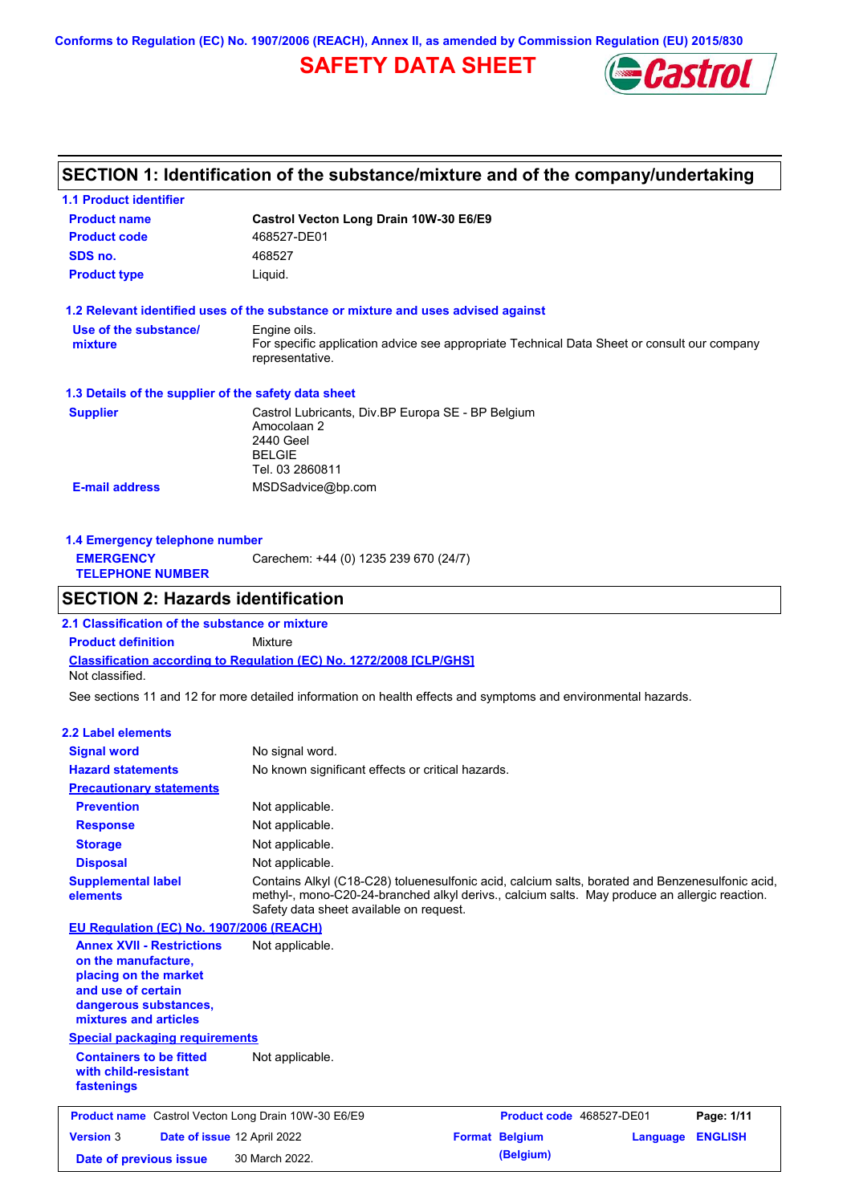Conforms to Regulation (EC) No. 1907/2006 (REACH), Annex II, as amended by Commission Regulation (EU) 2015/830

# SAFETY DATA SHEET

## SECTION 1: Identification of the substance/mixture and of the company/undertaking

### 1.1 Product identifier

| | |
|---|---|
| **Product name** | **Castrol Vecton Long Drain 10W-30 E6/E9** |
| **Product code** | 468527-DE01 |
| **SDS no.** | 468527 |
| **Product type** | Liquid. |

### 1.2 Relevant identified uses of the substance or mixture and uses advised against

| | |
|---|---|
| **Use of the substance/ mixture** | Engine oils. For specific application advice see appropriate Technical Data Sheet or consult our company representative. |

### 1.3 Details of the supplier of the safety data sheet

| | |
|---|---|
| **Supplier** | Castrol Lubricants, Div.BP Europa SE - BP Belgium<br>Amocolaan 2<br>2440 Geel<br>BELGIE<br>Tel. 03 2860811 |
| **E-mail address** | MSDSadvice@bp.com |

### 1.4 Emergency telephone number

| | |
|---|---|
| **EMERGENCY TELEPHONE NUMBER** | Carechem: +44 (0) 1235 239 670 (24/7) |

## SECTION 2: Hazards identification

### 2.1 Classification of the substance or mixture

**Product definition** Mixture

**Classification according to Regulation (EC) No. 1272/2008 [CLP/GHS]**

Not classified.

See sections 11 and 12 for more detailed information on health effects and symptoms and environmental hazards.

### 2.2 Label elements

| | |
|---|---|
| **Signal word** | No signal word. |
| **Hazard statements** | No known significant effects or critical hazards. |
| **Precautionary statements** | |
| **Prevention** | Not applicable. |
| **Response** | Not applicable. |
| **Storage** | Not applicable. |
| **Disposal** | Not applicable. |
| **Supplemental label elements** | Contains Alkyl (C18-C28) toluenesulfonic acid, calcium salts, borated and Benzenesulfonic acid, methyl-, mono-C20-24-branched alkyl derivs., calcium salts. May produce an allergic reaction. Safety data sheet available on request. |

**EU Regulation (EC) No. 1907/2006 (REACH)**

| | |
|---|---|
| **Annex XVII - Restrictions on the manufacture, placing on the market and use of certain dangerous substances, mixtures and articles** | Not applicable. |

**Special packaging requirements**

| | |
|---|---|
| **Containers to be fitted with child-resistant fastenings** | Not applicable. |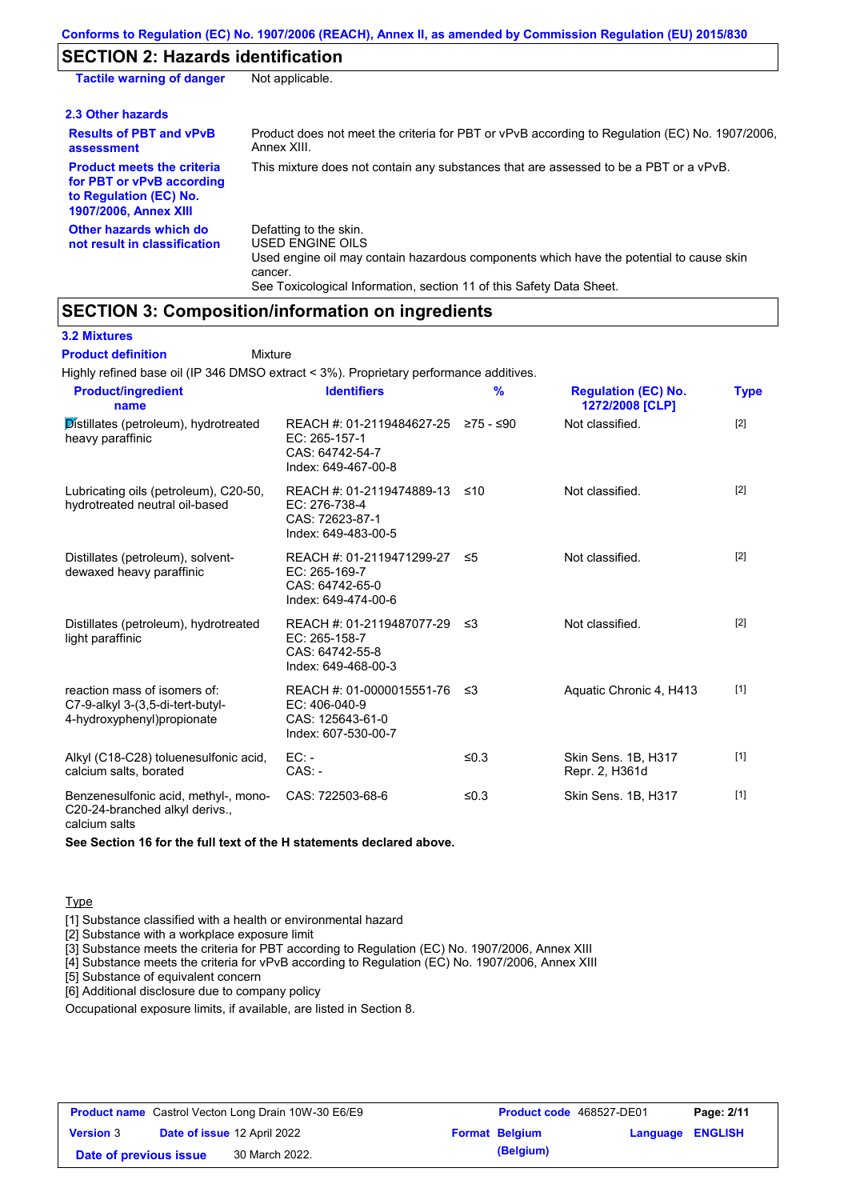## SECTION 2: Hazards identification

**Tactile warning of danger** Not applicable.

### 2.3 Other hazards

| | |
|---|---|
| **Results of PBT and vPvB assessment** | Product does not meet the criteria for PBT or vPvB according to Regulation (EC) No. 1907/2006, Annex XIII. |
| **Product meets the criteria for PBT or vPvB according to Regulation (EC) No. 1907/2006, Annex XIII** | This mixture does not contain any substances that are assessed to be a PBT or a vPvB. |
| **Other hazards which do not result in classification** | Defatting to the skin. USED ENGINE OILS Used engine oil may contain hazardous components which have the potential to cause skin cancer. See Toxicological Information, section 11 of this Safety Data Sheet. |

## SECTION 3: Composition/information on ingredients

### 3.2 Mixtures

**Product definition** Mixture

Highly refined base oil (IP 346 DMSO extract < 3%). Proprietary performance additives.

| Product/ingredient name | Identifiers | % | Regulation (EC) No. 1272/2008 [CLP] | Type |
|---|---|---|---|---|
| Distillates (petroleum), hydrotreated heavy paraffinic | REACH #: 01-2119484627-25<br>EC: 265-157-1<br>CAS: 64742-54-7<br>Index: 649-467-00-8 | ≥75 - ≤90 | Not classified. | [2] |
| Lubricating oils (petroleum), C20-50, hydrotreated neutral oil-based | REACH #: 01-2119474889-13<br>EC: 276-738-4<br>CAS: 72623-87-1<br>Index: 649-483-00-5 | ≤10 | Not classified. | [2] |
| Distillates (petroleum), solvent-dewaxed heavy paraffinic | REACH #: 01-2119471299-27<br>EC: 265-169-7<br>CAS: 64742-65-0<br>Index: 649-474-00-6 | ≤5 | Not classified. | [2] |
| Distillates (petroleum), hydrotreated light paraffinic | REACH #: 01-2119487077-29<br>EC: 265-158-7<br>CAS: 64742-55-8<br>Index: 649-468-00-3 | ≤3 | Not classified. | [2] |
| reaction mass of isomers of: C7-9-alkyl 3-(3,5-di-tert-butyl-4-hydroxyphenyl)propionate | REACH #: 01-0000015551-76<br>EC: 406-040-9<br>CAS: 125643-61-0<br>Index: 607-530-00-7 | ≤3 | Aquatic Chronic 4, H413 | [1] |
| Alkyl (C18-C28) toluenesulfonic acid, calcium salts, borated | EC: -<br>CAS: - | ≤0.3 | Skin Sens. 1B, H317<br>Repr. 2, H361d | [1] |
| Benzenesulfonic acid, methyl-, mono-C20-24-branched alkyl derivs., calcium salts | CAS: 722503-68-6 | ≤0.3 | Skin Sens. 1B, H317 | [1] |

**See Section 16 for the full text of the H statements declared above.**

Type

[1] Substance classified with a health or environmental hazard
[2] Substance with a workplace exposure limit
[3] Substance meets the criteria for PBT according to Regulation (EC) No. 1907/2006, Annex XIII
[4] Substance meets the criteria for vPvB according to Regulation (EC) No. 1907/2006, Annex XIII
[5] Substance of equivalent concern
[6] Additional disclosure due to company policy

Occupational exposure limits, if available, are listed in Section 8.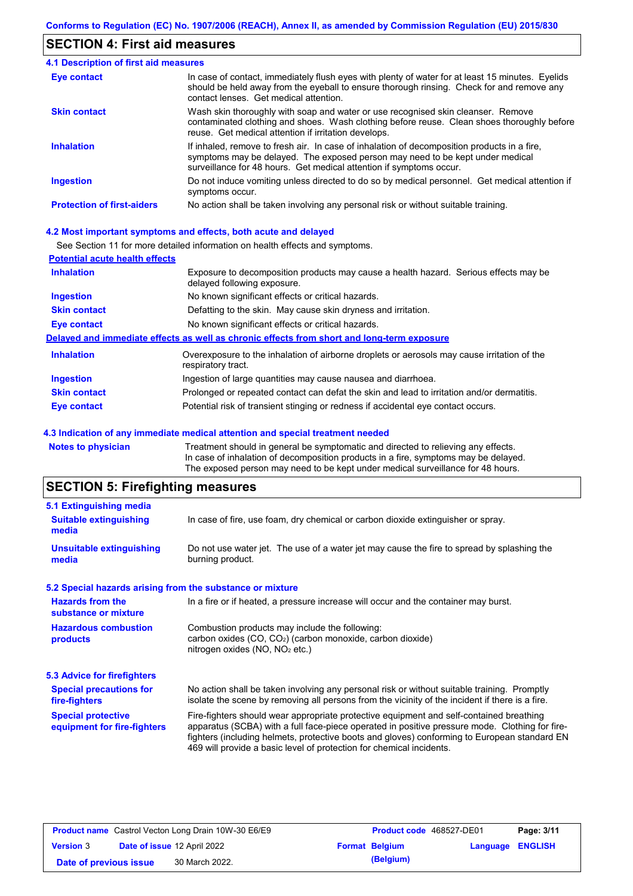## SECTION 4: First aid measures

### 4.1 Description of first aid measures

| | |
|---|---|
| **Eye contact** | In case of contact, immediately flush eyes with plenty of water for at least 15 minutes. Eyelids should be held away from the eyeball to ensure thorough rinsing. Check for and remove any contact lenses. Get medical attention. |
| **Skin contact** | Wash skin thoroughly with soap and water or use recognised skin cleanser. Remove contaminated clothing and shoes. Wash clothing before reuse. Clean shoes thoroughly before reuse. Get medical attention if irritation develops. |
| **Inhalation** | If inhaled, remove to fresh air. In case of inhalation of decomposition products in a fire, symptoms may be delayed. The exposed person may need to be kept under medical surveillance for 48 hours. Get medical attention if symptoms occur. |
| **Ingestion** | Do not induce vomiting unless directed to do so by medical personnel. Get medical attention if symptoms occur. |
| **Protection of first-aiders** | No action shall be taken involving any personal risk or without suitable training. |

### 4.2 Most important symptoms and effects, both acute and delayed

See Section 11 for more detailed information on health effects and symptoms.

**Potential acute health effects**

| | |
|---|---|
| **Inhalation** | Exposure to decomposition products may cause a health hazard. Serious effects may be delayed following exposure. |
| **Ingestion** | No known significant effects or critical hazards. |
| **Skin contact** | Defatting to the skin. May cause skin dryness and irritation. |
| **Eye contact** | No known significant effects or critical hazards. |

**Delayed and immediate effects as well as chronic effects from short and long-term exposure**

| | |
|---|---|
| **Inhalation** | Overexposure to the inhalation of airborne droplets or aerosols may cause irritation of the respiratory tract. |
| **Ingestion** | Ingestion of large quantities may cause nausea and diarrhoea. |
| **Skin contact** | Prolonged or repeated contact can defat the skin and lead to irritation and/or dermatitis. |
| **Eye contact** | Potential risk of transient stinging or redness if accidental eye contact occurs. |

### 4.3 Indication of any immediate medical attention and special treatment needed

| | |
|---|---|
| **Notes to physician** | Treatment should in general be symptomatic and directed to relieving any effects. In case of inhalation of decomposition products in a fire, symptoms may be delayed. The exposed person may need to be kept under medical surveillance for 48 hours. |

## SECTION 5: Firefighting measures

### 5.1 Extinguishing media

| | |
|---|---|
| **Suitable extinguishing media** | In case of fire, use foam, dry chemical or carbon dioxide extinguisher or spray. |
| **Unsuitable extinguishing media** | Do not use water jet. The use of a water jet may cause the fire to spread by splashing the burning product. |

### 5.2 Special hazards arising from the substance or mixture

| | |
|---|---|
| **Hazards from the substance or mixture** | In a fire or if heated, a pressure increase will occur and the container may burst. |
| **Hazardous combustion products** | Combustion products may include the following: carbon oxides ($CO$, $CO_2$) (carbon monoxide, carbon dioxide) nitrogen oxides ($NO$, $NO_2$ etc.) |

### 5.3 Advice for firefighters

| | |
|---|---|
| **Special precautions for fire-fighters** | No action shall be taken involving any personal risk or without suitable training. Promptly isolate the scene by removing all persons from the vicinity of the incident if there is a fire. |
| **Special protective equipment for fire-fighters** | Fire-fighters should wear appropriate protective equipment and self-contained breathing apparatus (SCBA) with a full face-piece operated in positive pressure mode. Clothing for fire-fighters (including helmets, protective boots and gloves) conforming to European standard EN 469 will provide a basic level of protection for chemical incidents. |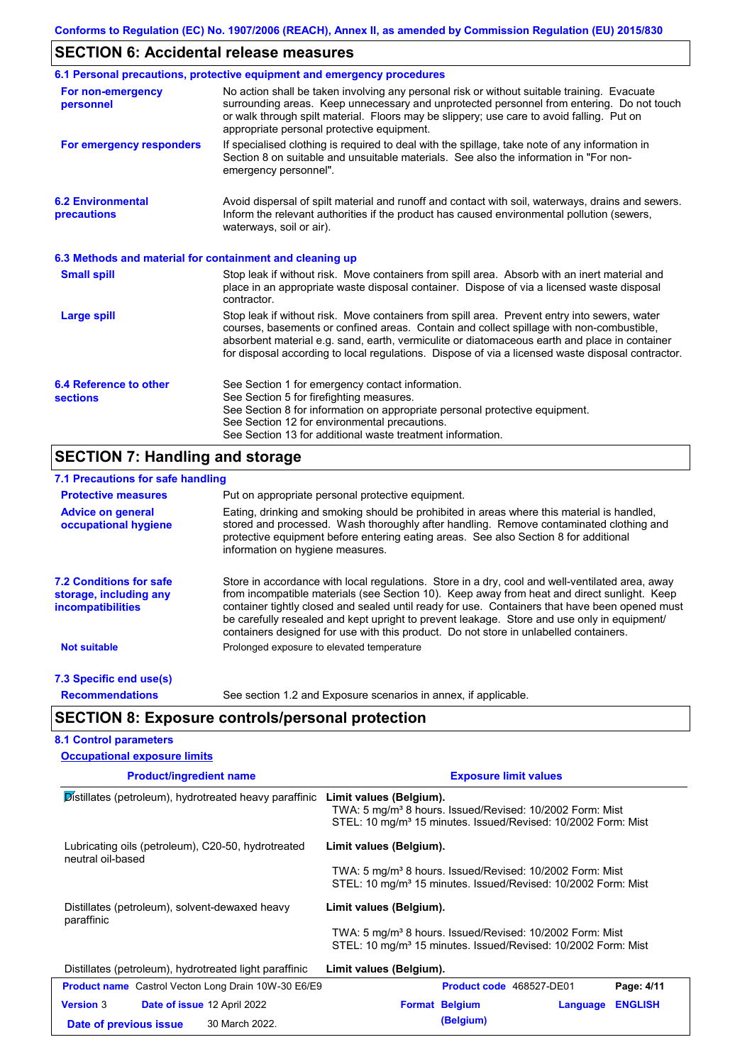## SECTION 6: Accidental release measures

### 6.1 Personal precautions, protective equipment and emergency procedures

**For non-emergency personnel**

No action shall be taken involving any personal risk or without suitable training. Evacuate surrounding areas. Keep unnecessary and unprotected personnel from entering. Do not touch or walk through spilt material. Floors may be slippery; use care to avoid falling. Put on appropriate personal protective equipment.

**For emergency responders**

If specialised clothing is required to deal with the spillage, take note of any information in Section 8 on suitable and unsuitable materials. See also the information in "For non-emergency personnel".

### 6.2 Environmental precautions

Avoid dispersal of spilt material and runoff and contact with soil, waterways, drains and sewers. Inform the relevant authorities if the product has caused environmental pollution (sewers, waterways, soil or air).

### 6.3 Methods and material for containment and cleaning up

**Small spill**

Stop leak if without risk. Move containers from spill area. Absorb with an inert material and place in an appropriate waste disposal container. Dispose of via a licensed waste disposal contractor.

**Large spill**

Stop leak if without risk. Move containers from spill area. Prevent entry into sewers, water courses, basements or confined areas. Contain and collect spillage with non-combustible, absorbent material e.g. sand, earth, vermiculite or diatomaceous earth and place in container for disposal according to local regulations. Dispose of via a licensed waste disposal contractor.

### 6.4 Reference to other sections

See Section 1 for emergency contact information.
See Section 5 for firefighting measures.
See Section 8 for information on appropriate personal protective equipment.
See Section 12 for environmental precautions.
See Section 13 for additional waste treatment information.

## SECTION 7: Handling and storage

### 7.1 Precautions for safe handling

**Protective measures**

Put on appropriate personal protective equipment.

**Advice on general occupational hygiene**

Eating, drinking and smoking should be prohibited in areas where this material is handled, stored and processed. Wash thoroughly after handling. Remove contaminated clothing and protective equipment before entering eating areas. See also Section 8 for additional information on hygiene measures.

### 7.2 Conditions for safe storage, including any incompatibilities

Store in accordance with local regulations. Store in a dry, cool and well-ventilated area, away from incompatible materials (see Section 10). Keep away from heat and direct sunlight. Keep container tightly closed and sealed until ready for use. Containers that have been opened must be carefully resealed and kept upright to prevent leakage. Store and use only in equipment/ containers designed for use with this product. Do not store in unlabelled containers.

**Not suitable**

Prolonged exposure to elevated temperature

### 7.3 Specific end use(s)

**Recommendations**

See section 1.2 and Exposure scenarios in annex, if applicable.

## SECTION 8: Exposure controls/personal protection

### 8.1 Control parameters

**Occupational exposure limits**

| Product/ingredient name | Exposure limit values |
|---|---|
| Distillates (petroleum), hydrotreated heavy paraffinic | **Limit values (Belgium).**<br>TWA: 5 mg/m³ 8 hours. Issued/Revised: 10/2002 Form: Mist<br>STEL: 10 mg/m³ 15 minutes. Issued/Revised: 10/2002 Form: Mist |
| Lubricating oils (petroleum), C20-50, hydrotreated neutral oil-based | **Limit values (Belgium).**<br>TWA: 5 mg/m³ 8 hours. Issued/Revised: 10/2002 Form: Mist<br>STEL: 10 mg/m³ 15 minutes. Issued/Revised: 10/2002 Form: Mist |
| Distillates (petroleum), solvent-dewaxed heavy paraffinic | **Limit values (Belgium).**<br>TWA: 5 mg/m³ 8 hours. Issued/Revised: 10/2002 Form: Mist<br>STEL: 10 mg/m³ 15 minutes. Issued/Revised: 10/2002 Form: Mist |
| Distillates (petroleum), hydrotreated light paraffinic | **Limit values (Belgium).** |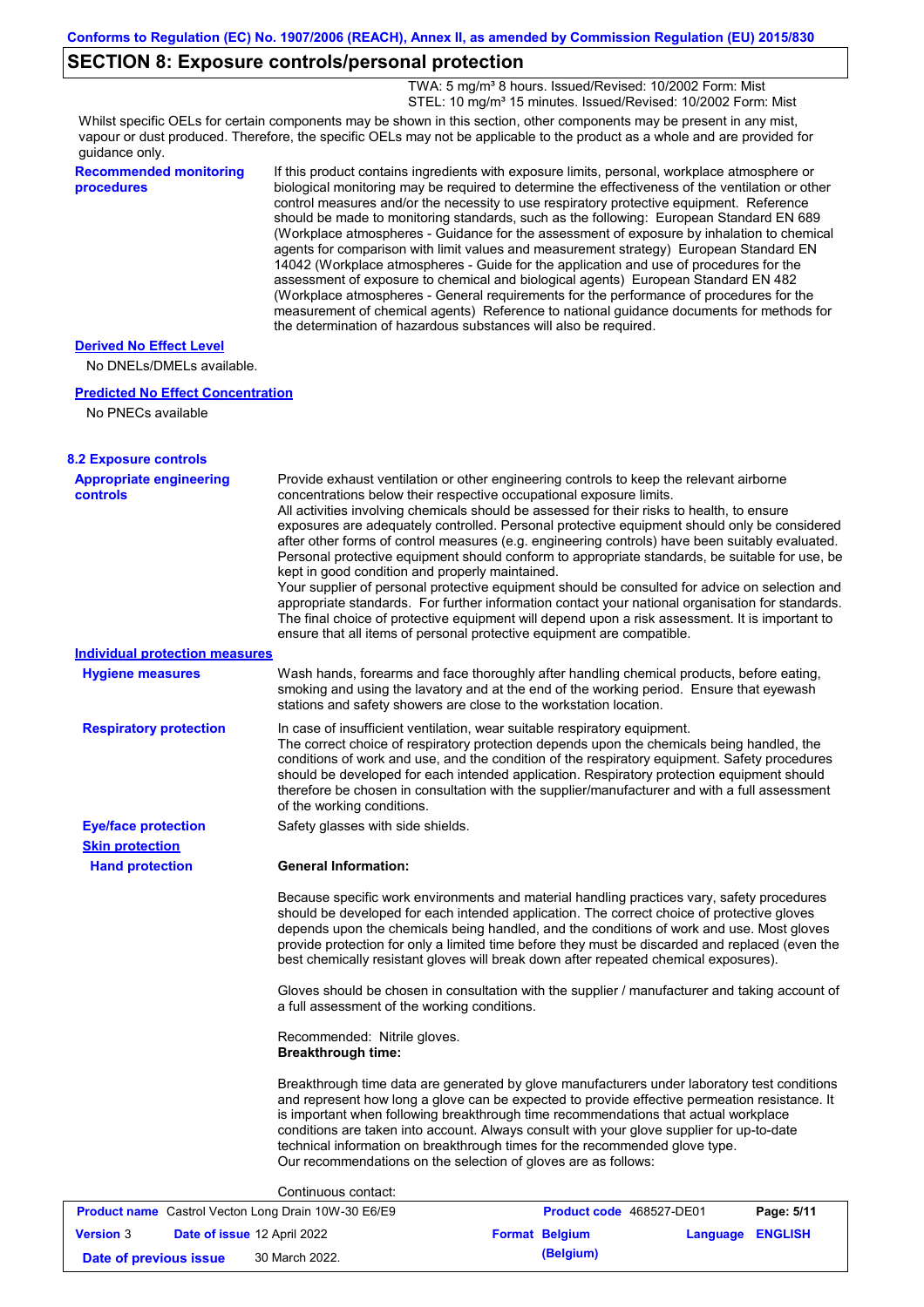## SECTION 8: Exposure controls/personal protection

TWA: 5 mg/m³ 8 hours. Issued/Revised: 10/2002 Form: Mist
STEL: 10 mg/m³ 15 minutes. Issued/Revised: 10/2002 Form: Mist

Whilst specific OELs for certain components may be shown in this section, other components may be present in any mist, vapour or dust produced. Therefore, the specific OELs may not be applicable to the product as a whole and are provided for guidance only.

**Recommended monitoring procedures**

If this product contains ingredients with exposure limits, personal, workplace atmosphere or biological monitoring may be required to determine the effectiveness of the ventilation or other control measures and/or the necessity to use respiratory protective equipment. Reference should be made to monitoring standards, such as the following: European Standard EN 689 (Workplace atmospheres - Guidance for the assessment of exposure by inhalation to chemical agents for comparison with limit values and measurement strategy) European Standard EN 14042 (Workplace atmospheres - Guide for the application and use of procedures for the assessment of exposure to chemical and biological agents) European Standard EN 482 (Workplace atmospheres - General requirements for the performance of procedures for the measurement of chemical agents) Reference to national guidance documents for methods for the determination of hazardous substances will also be required.

**Derived No Effect Level**

No DNELs/DMELs available.

**Predicted No Effect Concentration**

No PNECs available

### 8.2 Exposure controls

**Appropriate engineering controls**

Provide exhaust ventilation or other engineering controls to keep the relevant airborne concentrations below their respective occupational exposure limits.
All activities involving chemicals should be assessed for their risks to health, to ensure exposures are adequately controlled. Personal protective equipment should only be considered after other forms of control measures (e.g. engineering controls) have been suitably evaluated. Personal protective equipment should conform to appropriate standards, be suitable for use, be kept in good condition and properly maintained.
Your supplier of personal protective equipment should be consulted for advice on selection and appropriate standards. For further information contact your national organisation for standards.
The final choice of protective equipment will depend upon a risk assessment. It is important to ensure that all items of personal protective equipment are compatible.

**Individual protection measures**

**Hygiene measures**

Wash hands, forearms and face thoroughly after handling chemical products, before eating, smoking and using the lavatory and at the end of the working period. Ensure that eyewash stations and safety showers are close to the workstation location.

**Respiratory protection**

In case of insufficient ventilation, wear suitable respiratory equipment.
The correct choice of respiratory protection depends upon the chemicals being handled, the conditions of work and use, and the condition of the respiratory equipment. Safety procedures should be developed for each intended application. Respiratory protection equipment should therefore be chosen in consultation with the supplier/manufacturer and with a full assessment of the working conditions.

**Eye/face protection**

Safety glasses with side shields.

**Skin protection**

**Hand protection**

**General Information:**

Because specific work environments and material handling practices vary, safety procedures should be developed for each intended application. The correct choice of protective gloves depends upon the chemicals being handled, and the conditions of work and use. Most gloves provide protection for only a limited time before they must be discarded and replaced (even the best chemically resistant gloves will break down after repeated chemical exposures).

Gloves should be chosen in consultation with the supplier / manufacturer and taking account of a full assessment of the working conditions.

Recommended: Nitrile gloves.
**Breakthrough time:**

Breakthrough time data are generated by glove manufacturers under laboratory test conditions and represent how long a glove can be expected to provide effective permeation resistance. It is important when following breakthrough time recommendations that actual workplace conditions are taken into account. Always consult with your glove supplier for up-to-date technical information on breakthrough times for the recommended glove type.
Our recommendations on the selection of gloves are as follows:

Continuous contact: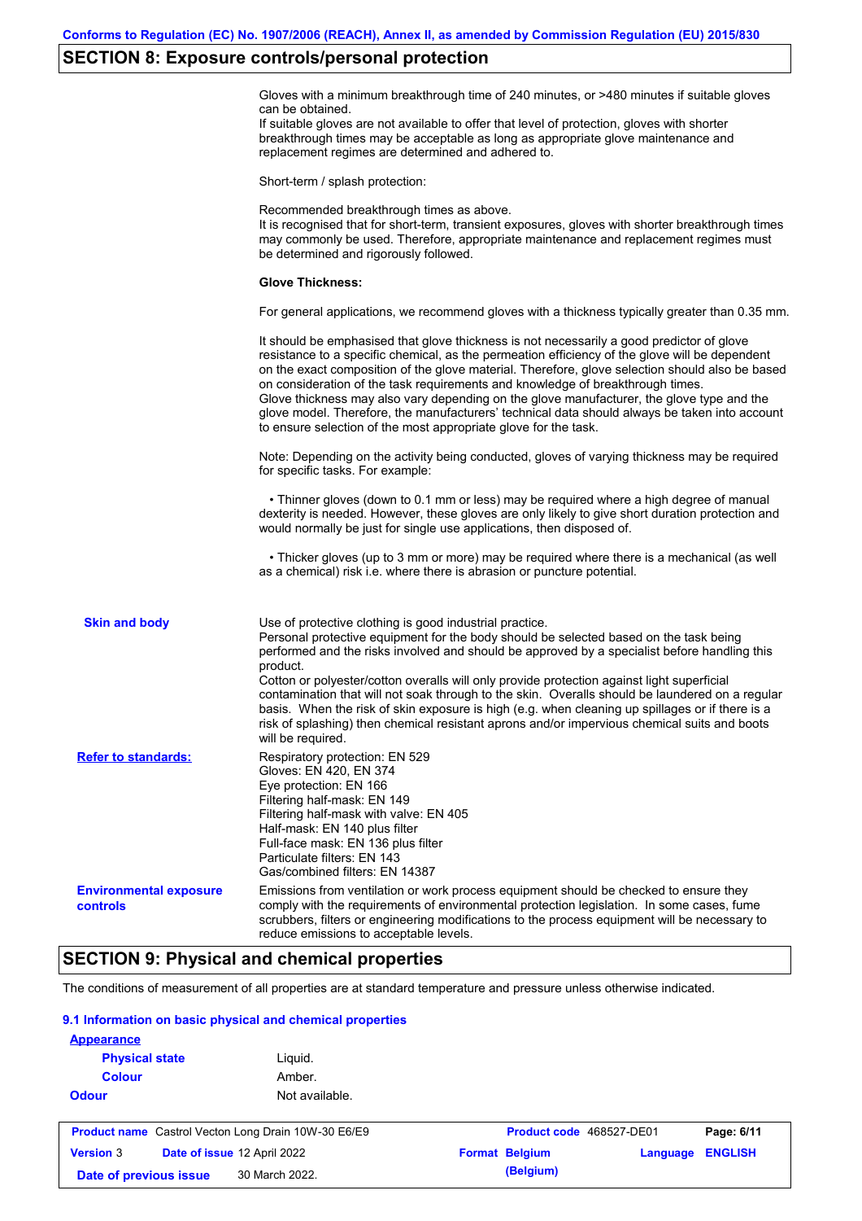## SECTION 8: Exposure controls/personal protection

Gloves with a minimum breakthrough time of 240 minutes, or >480 minutes if suitable gloves can be obtained.
If suitable gloves are not available to offer that level of protection, gloves with shorter breakthrough times may be acceptable as long as appropriate glove maintenance and replacement regimes are determined and adhered to.

Short-term / splash protection:

Recommended breakthrough times as above.
It is recognised that for short-term, transient exposures, gloves with shorter breakthrough times may commonly be used. Therefore, appropriate maintenance and replacement regimes must be determined and rigorously followed.

**Glove Thickness:**

For general applications, we recommend gloves with a thickness typically greater than 0.35 mm.

It should be emphasised that glove thickness is not necessarily a good predictor of glove resistance to a specific chemical, as the permeation efficiency of the glove will be dependent on the exact composition of the glove material. Therefore, glove selection should also be based on consideration of the task requirements and knowledge of breakthrough times.
Glove thickness may also vary depending on the glove manufacturer, the glove type and the glove model. Therefore, the manufacturers' technical data should always be taken into account to ensure selection of the most appropriate glove for the task.

Note: Depending on the activity being conducted, gloves of varying thickness may be required for specific tasks. For example:

- Thinner gloves (down to 0.1 mm or less) may be required where a high degree of manual dexterity is needed. However, these gloves are only likely to give short duration protection and would normally be just for single use applications, then disposed of.

- Thicker gloves (up to 3 mm or more) may be required where there is a mechanical (as well as a chemical) risk i.e. where there is abrasion or puncture potential.

**Skin and body**

Use of protective clothing is good industrial practice.
Personal protective equipment for the body should be selected based on the task being performed and the risks involved and should be approved by a specialist before handling this product.
Cotton or polyester/cotton overalls will only provide protection against light superficial contamination that will not soak through to the skin. Overalls should be laundered on a regular basis. When the risk of skin exposure is high (e.g. when cleaning up spillages or if there is a risk of splashing) then chemical resistant aprons and/or impervious chemical suits and boots will be required.

**Refer to standards:**

Respiratory protection: EN 529
Gloves: EN 420, EN 374
Eye protection: EN 166
Filtering half-mask: EN 149
Filtering half-mask with valve: EN 405
Half-mask: EN 140 plus filter
Full-face mask: EN 136 plus filter
Particulate filters: EN 143
Gas/combined filters: EN 14387

**Environmental exposure controls**

Emissions from ventilation or work process equipment should be checked to ensure they comply with the requirements of environmental protection legislation. In some cases, fume scrubbers, filters or engineering modifications to the process equipment will be necessary to reduce emissions to acceptable levels.

## SECTION 9: Physical and chemical properties

The conditions of measurement of all properties are at standard temperature and pressure unless otherwise indicated.

### 9.1 Information on basic physical and chemical properties

**Appearance**

| | |
|---|---|
| **Physical state** | Liquid. |
| **Colour** | Amber. |
| **Odour** | Not available. |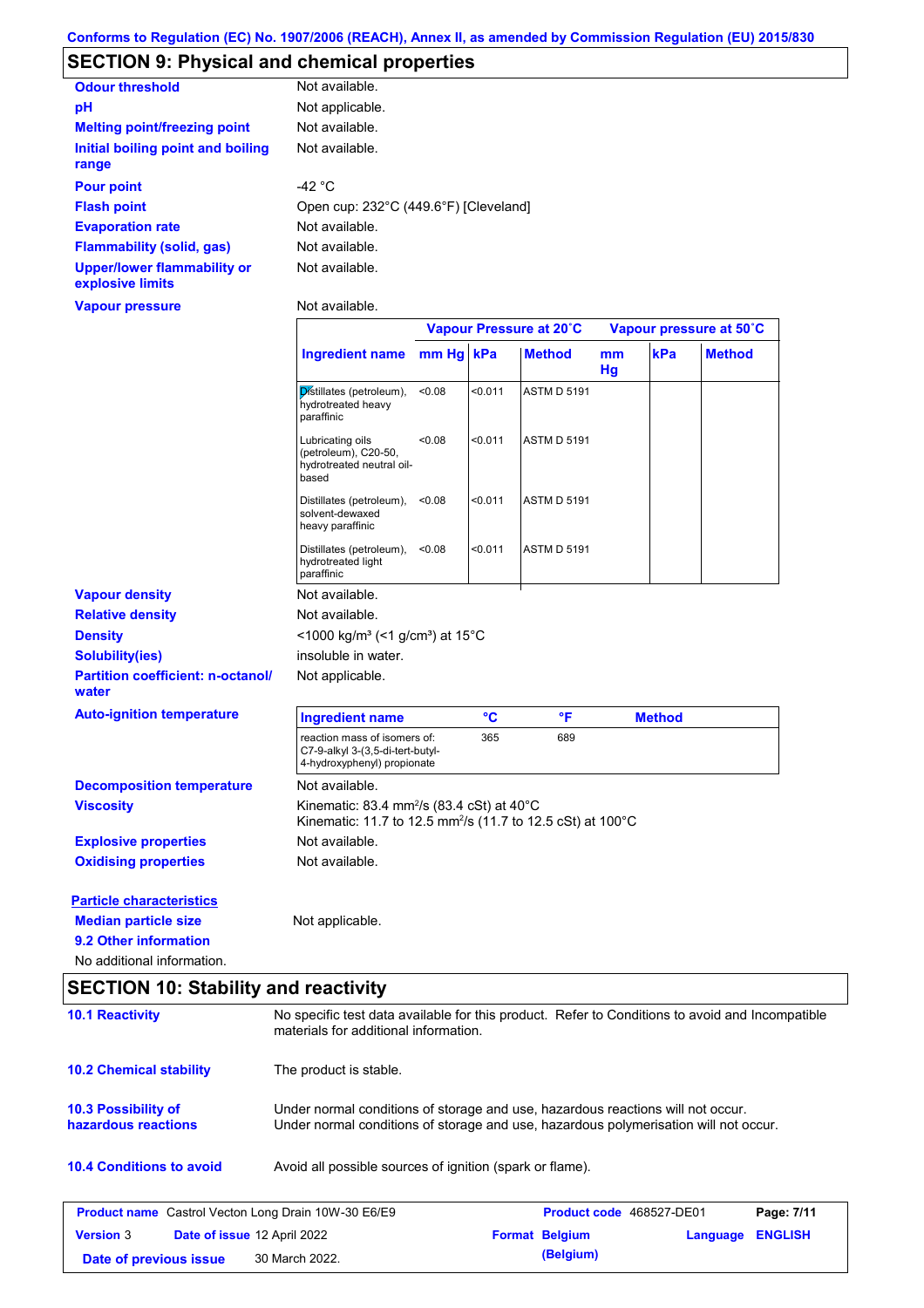Conforms to Regulation (EC) No. 1907/2006 (REACH), Annex II, as amended by Commission Regulation (EU) 2015/830

## SECTION 9: Physical and chemical properties

| | |
|---|---|
| **Odour threshold** | Not available. |
| **pH** | Not applicable. |
| **Melting point/freezing point** | Not available. |
| **Initial boiling point and boiling range** | Not available. |
| **Pour point** | -42 °C |
| **Flash point** | Open cup: 232°C (449.6°F) [Cleveland] |
| **Evaporation rate** | Not available. |
| **Flammability (solid, gas)** | Not available. |
| **Upper/lower flammability or explosive limits** | Not available. |
| **Vapour pressure** | Not available. |

| | Vapour Pressure at 20˚C | | | Vapour pressure at 50˚C | | |
|---|---|---|---|---|---|---|
| **Ingredient name** | **mm Hg** | **kPa** | **Method** | **mm Hg** | **kPa** | **Method** |
| Distillates (petroleum), hydrotreated heavy paraffinic | <0.08 | <0.011 | ASTM D 5191 | | | |
| Lubricating oils (petroleum), C20-50, hydrotreated neutral oil-based | <0.08 | <0.011 | ASTM D 5191 | | | |
| Distillates (petroleum), solvent-dewaxed heavy paraffinic | <0.08 | <0.011 | ASTM D 5191 | | | |
| Distillates (petroleum), hydrotreated light paraffinic | <0.08 | <0.011 | ASTM D 5191 | | | |

| | |
|---|---|
| **Vapour density** | Not available. |
| **Relative density** | Not available. |
| **Density** | <1000 kg/m³ (<1 g/cm³) at 15°C |
| **Solubility(ies)** | insoluble in water. |
| **Partition coefficient: n-octanol/water** | Not applicable. |
| **Auto-ignition temperature** | |

| Ingredient name | °C | °F | Method |
|---|---|---|---|
| reaction mass of isomers of: C7-9-alkyl 3-(3,5-di-tert-butyl-4-hydroxyphenyl) propionate | 365 | 689 | |

| | |
|---|---|
| **Decomposition temperature** | Not available. |
| **Viscosity** | Kinematic: 83.4 mm²/s (83.4 cSt) at 40°C<br>Kinematic: 11.7 to 12.5 mm²/s (11.7 to 12.5 cSt) at 100°C |
| **Explosive properties** | Not available. |
| **Oxidising properties** | Not available. |

**Particle characteristics**

**Median particle size** Not applicable.

**9.2 Other information**

No additional information.

## SECTION 10: Stability and reactivity

| | |
|---|---|
| **10.1 Reactivity** | No specific test data available for this product. Refer to Conditions to avoid and Incompatible materials for additional information. |
| **10.2 Chemical stability** | The product is stable. |
| **10.3 Possibility of hazardous reactions** | Under normal conditions of storage and use, hazardous reactions will not occur.<br>Under normal conditions of storage and use, hazardous polymerisation will not occur. |
| **10.4 Conditions to avoid** | Avoid all possible sources of ignition (spark or flame). |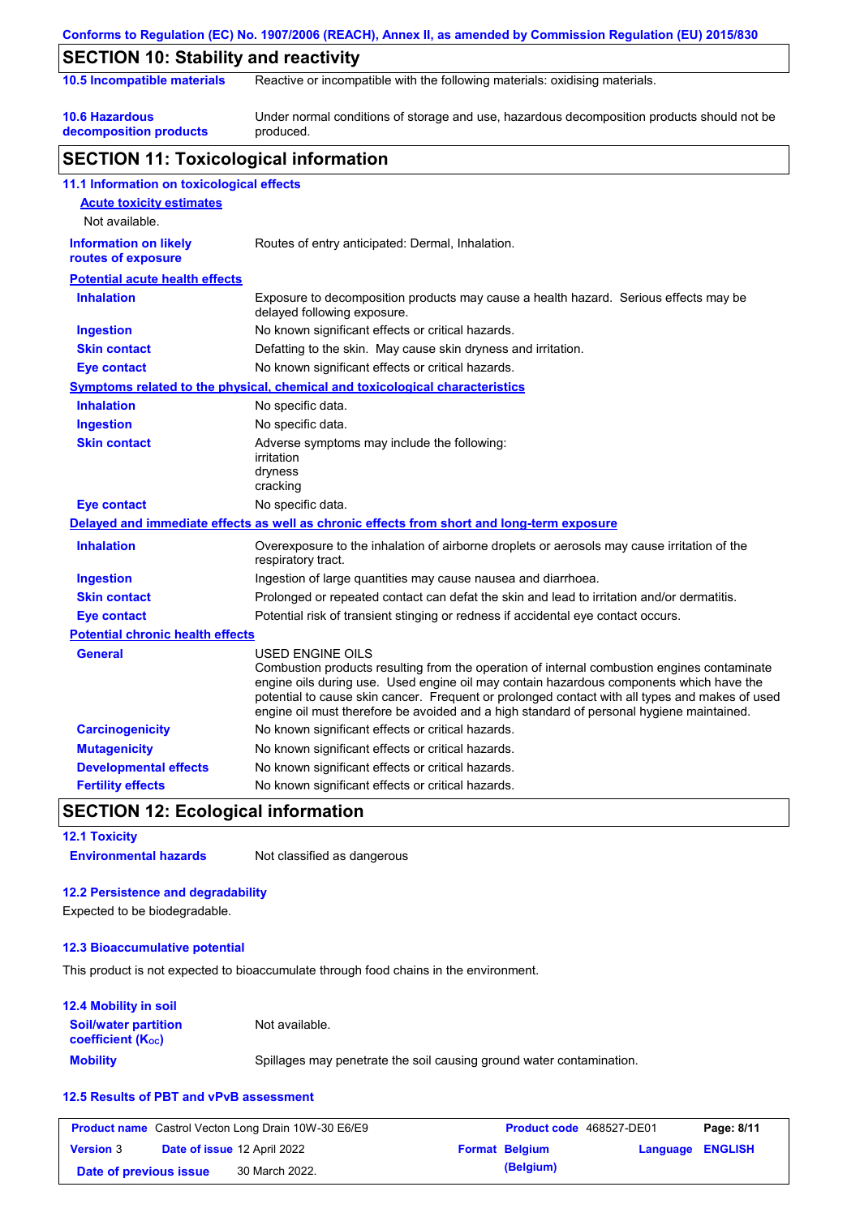## SECTION 10: Stability and reactivity

| | |
|---|---|
| **10.5 Incompatible materials** | Reactive or incompatible with the following materials: oxidising materials. |
| **10.6 Hazardous decomposition products** | Under normal conditions of storage and use, hazardous decomposition products should not be produced. |

## SECTION 11: Toxicological information

### 11.1 Information on toxicological effects

**Acute toxicity estimates**

Not available.

| | |
|---|---|
| **Information on likely routes of exposure** | Routes of entry anticipated: Dermal, Inhalation. |

**Potential acute health effects**

| | |
|---|---|
| **Inhalation** | Exposure to decomposition products may cause a health hazard. Serious effects may be delayed following exposure. |
| **Ingestion** | No known significant effects or critical hazards. |
| **Skin contact** | Defatting to the skin. May cause skin dryness and irritation. |
| **Eye contact** | No known significant effects or critical hazards. |

**Symptoms related to the physical, chemical and toxicological characteristics**

| | |
|---|---|
| **Inhalation** | No specific data. |
| **Ingestion** | No specific data. |
| **Skin contact** | Adverse symptoms may include the following: irritation dryness cracking |
| **Eye contact** | No specific data. |

**Delayed and immediate effects as well as chronic effects from short and long-term exposure**

| | |
|---|---|
| **Inhalation** | Overexposure to the inhalation of airborne droplets or aerosols may cause irritation of the respiratory tract. |
| **Ingestion** | Ingestion of large quantities may cause nausea and diarrhoea. |
| **Skin contact** | Prolonged or repeated contact can defat the skin and lead to irritation and/or dermatitis. |
| **Eye contact** | Potential risk of transient stinging or redness if accidental eye contact occurs. |

**Potential chronic health effects**

| | |
|---|---|
| **General** | USED ENGINE OILS Combustion products resulting from the operation of internal combustion engines contaminate engine oils during use. Used engine oil may contain hazardous components which have the potential to cause skin cancer. Frequent or prolonged contact with all types and makes of used engine oil must therefore be avoided and a high standard of personal hygiene maintained. |
| **Carcinogenicity** | No known significant effects or critical hazards. |
| **Mutagenicity** | No known significant effects or critical hazards. |
| **Developmental effects** | No known significant effects or critical hazards. |
| **Fertility effects** | No known significant effects or critical hazards. |

## SECTION 12: Ecological information

### 12.1 Toxicity

| | |
|---|---|
| **Environmental hazards** | Not classified as dangerous |

### 12.2 Persistence and degradability

Expected to be biodegradable.

### 12.3 Bioaccumulative potential

This product is not expected to bioaccumulate through food chains in the environment.

### 12.4 Mobility in soil

| | |
|---|---|
| **Soil/water partition coefficient ($K_{OC}$)** | Not available. |
| **Mobility** | Spillages may penetrate the soil causing ground water contamination. |

### 12.5 Results of PBT and vPvB assessment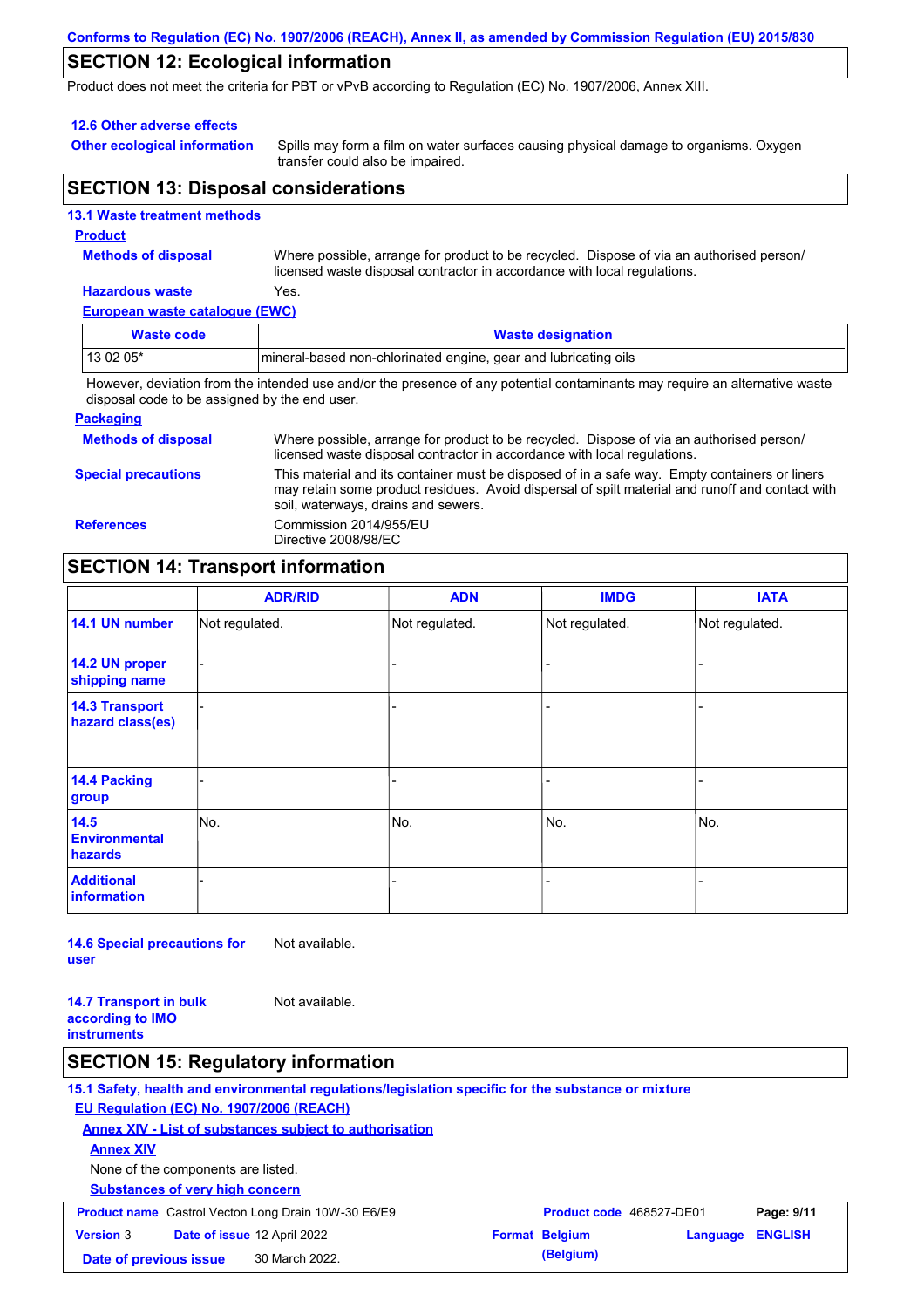## SECTION 12: Ecological information

Product does not meet the criteria for PBT or vPvB according to Regulation (EC) No. 1907/2006, Annex XIII.

### 12.6 Other adverse effects

**Other ecological information**: Spills may form a film on water surfaces causing physical damage to organisms. Oxygen transfer could also be impaired.

## SECTION 13: Disposal considerations

### 13.1 Waste treatment methods

**Product**

**Methods of disposal**: Where possible, arrange for product to be recycled. Dispose of via an authorised person/ licensed waste disposal contractor in accordance with local regulations.

**Hazardous waste**: Yes.

**European waste catalogue (EWC)**

| Waste code | Waste designation |
|---|---|
| 13 02 05* | mineral-based non-chlorinated engine, gear and lubricating oils |

However, deviation from the intended use and/or the presence of any potential contaminants may require an alternative waste disposal code to be assigned by the end user.

**Packaging**

**Methods of disposal**: Where possible, arrange for product to be recycled. Dispose of via an authorised person/ licensed waste disposal contractor in accordance with local regulations.

**Special precautions**: This material and its container must be disposed of in a safe way. Empty containers or liners may retain some product residues. Avoid dispersal of spilt material and runoff and contact with soil, waterways, drains and sewers.

**References**: Commission 2014/955/EU
Directive 2008/98/EC

## SECTION 14: Transport information

| | ADR/RID | ADN | IMDG | IATA |
|---|---|---|---|---|
| 14.1 UN number | Not regulated. | Not regulated. | Not regulated. | Not regulated. |
| 14.2 UN proper shipping name | - | - | - | - |
| 14.3 Transport hazard class(es) | - | - | - | - |
| 14.4 Packing group | - | - | - | - |
| 14.5 Environmental hazards | No. | No. | No. | No. |
| Additional information | - | - | - | - |

**14.6 Special precautions for user**: Not available.

**14.7 Transport in bulk according to IMO instruments**: Not available.

## SECTION 15: Regulatory information

### 15.1 Safety, health and environmental regulations/legislation specific for the substance or mixture

**EU Regulation (EC) No. 1907/2006 (REACH)**

**Annex XIV - List of substances subject to authorisation**

**Annex XIV**

None of the components are listed.

**Substances of very high concern**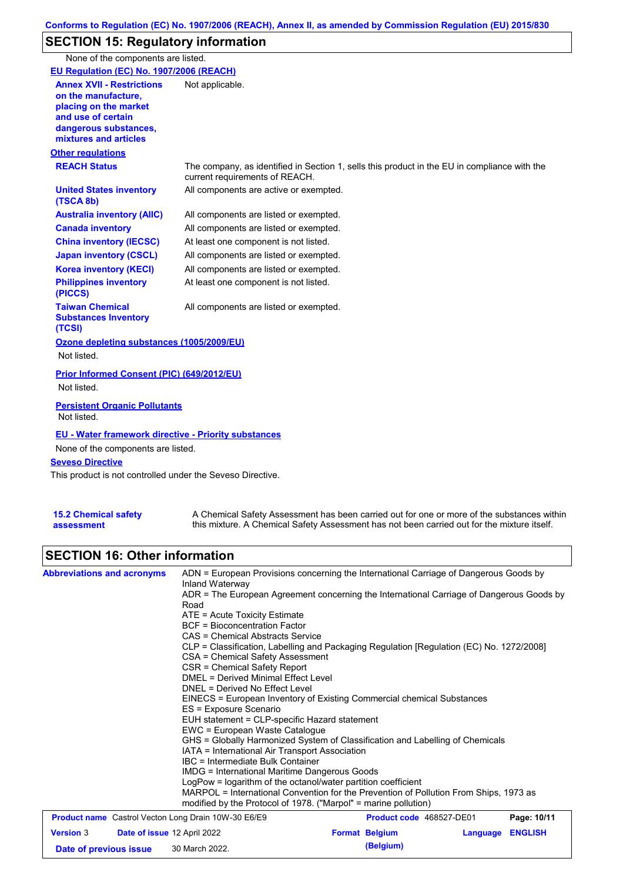## SECTION 15: Regulatory information

None of the components are listed.

**EU Regulation (EC) No. 1907/2006 (REACH)**

| | |
|---|---|
| **Annex XVII - Restrictions on the manufacture, placing on the market and use of certain dangerous substances, mixtures and articles** | Not applicable. |

**Other regulations**

| | |
|---|---|
| **REACH Status** | The company, as identified in Section 1, sells this product in the EU in compliance with the current requirements of REACH. |
| **United States inventory (TSCA 8b)** | All components are active or exempted. |
| **Australia inventory (AIIC)** | All components are listed or exempted. |
| **Canada inventory** | All components are listed or exempted. |
| **China inventory (IECSC)** | At least one component is not listed. |
| **Japan inventory (CSCL)** | All components are listed or exempted. |
| **Korea inventory (KECI)** | All components are listed or exempted. |
| **Philippines inventory (PICCS)** | At least one component is not listed. |
| **Taiwan Chemical Substances Inventory (TCSI)** | All components are listed or exempted. |

**Ozone depleting substances (1005/2009/EU)**

Not listed.

**Prior Informed Consent (PIC) (649/2012/EU)**

Not listed.

**Persistent Organic Pollutants**

Not listed.

**EU - Water framework directive - Priority substances**

None of the components are listed.

**Seveso Directive**

This product is not controlled under the Seveso Directive.

| | |
|---|---|
| **15.2 Chemical safety assessment** | A Chemical Safety Assessment has been carried out for one or more of the substances within this mixture. A Chemical Safety Assessment has not been carried out for the mixture itself. |

## SECTION 16: Other information

**Abbreviations and acronyms**

ADN = European Provisions concerning the International Carriage of Dangerous Goods by Inland Waterway
ADR = The European Agreement concerning the International Carriage of Dangerous Goods by Road
ATE = Acute Toxicity Estimate
BCF = Bioconcentration Factor
CAS = Chemical Abstracts Service
CLP = Classification, Labelling and Packaging Regulation [Regulation (EC) No. 1272/2008]
CSA = Chemical Safety Assessment
CSR = Chemical Safety Report
DMEL = Derived Minimal Effect Level
DNEL = Derived No Effect Level
EINECS = European Inventory of Existing Commercial chemical Substances
ES = Exposure Scenario
EUH statement = CLP-specific Hazard statement
EWC = European Waste Catalogue
GHS = Globally Harmonized System of Classification and Labelling of Chemicals
IATA = International Air Transport Association
IBC = Intermediate Bulk Container
IMDG = International Maritime Dangerous Goods
LogPow = logarithm of the octanol/water partition coefficient
MARPOL = International Convention for the Prevention of Pollution From Ships, 1973 as modified by the Protocol of 1978. ("Marpol" = marine pollution)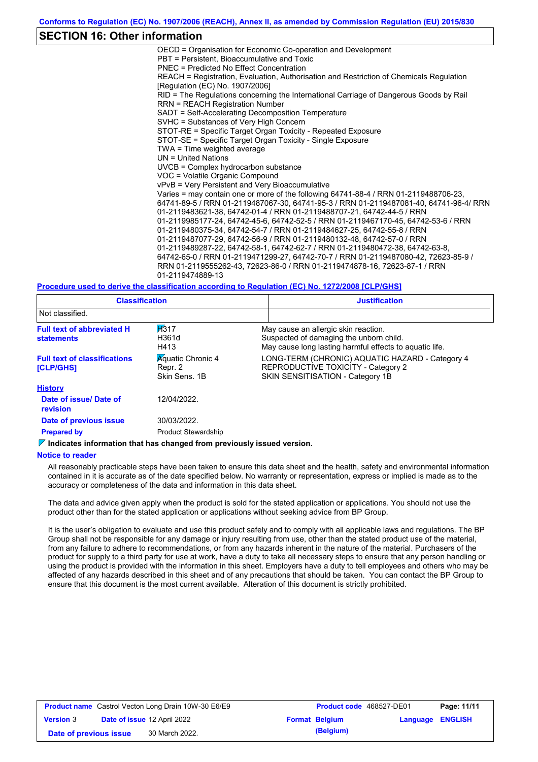## SECTION 16: Other information

OECD = Organisation for Economic Co-operation and Development
PBT = Persistent, Bioaccumulative and Toxic
PNEC = Predicted No Effect Concentration
REACH = Registration, Evaluation, Authorisation and Restriction of Chemicals Regulation [Regulation (EC) No. 1907/2006]
RID = The Regulations concerning the International Carriage of Dangerous Goods by Rail
RRN = REACH Registration Number
SADT = Self-Accelerating Decomposition Temperature
SVHC = Substances of Very High Concern
STOT-RE = Specific Target Organ Toxicity - Repeated Exposure
STOT-SE = Specific Target Organ Toxicity - Single Exposure
TWA = Time weighted average
UN = United Nations
UVCB = Complex hydrocarbon substance
VOC = Volatile Organic Compound
vPvB = Very Persistent and Very Bioaccumulative
Varies = may contain one or more of the following 64741-88-4 / RRN 01-2119488706-23, 64741-89-5 / RRN 01-2119487067-30, 64741-95-3 / RRN 01-2119487081-40, 64741-96-4/ RRN 01-2119483621-38, 64742-01-4 / RRN 01-2119488707-21, 64742-44-5 / RRN 01-2119985177-24, 64742-45-6, 64742-52-5 / RRN 01-2119467170-45, 64742-53-6 / RRN 01-2119480375-34, 64742-54-7 / RRN 01-2119484627-25, 64742-55-8 / RRN 01-2119487077-29, 64742-56-9 / RRN 01-2119480132-48, 64742-57-0 / RRN 01-2119489287-22, 64742-58-1, 64742-62-7 / RRN 01-2119480472-38, 64742-63-8, 64742-65-0 / RRN 01-2119471299-27, 64742-70-7 / RRN 01-2119487080-42, 72623-85-9 / RRN 01-2119555262-43, 72623-86-0 / RRN 01-2119474878-16, 72623-87-1 / RRN 01-2119474889-13

**Procedure used to derive the classification according to Regulation (EC) No. 1272/2008 [CLP/GHS]**

| Classification | Justification |
|---|---|
| Not classified. | |

**Full text of abbreviated H statements**

| | |
|---|---|
| H317 | May cause an allergic skin reaction. |
| H361d | Suspected of damaging the unborn child. |
| H413 | May cause long lasting harmful effects to aquatic life. |

**Full text of classifications [CLP/GHS]**

| | |
|---|---|
| Aquatic Chronic 4 | LONG-TERM (CHRONIC) AQUATIC HAZARD - Category 4 |
| Repr. 2 | REPRODUCTIVE TOXICITY - Category 2 |
| Skin Sens. 1B | SKIN SENSITISATION - Category 1B |

**History**

**Date of issue/ Date of revision**: 12/04/2022.

**Date of previous issue**: 30/03/2022.

**Prepared by**: Product Stewardship

**Indicates information that has changed from previously issued version.**

**Notice to reader**

All reasonably practicable steps have been taken to ensure this data sheet and the health, safety and environmental information contained in it is accurate as of the date specified below. No warranty or representation, express or implied is made as to the accuracy or completeness of the data and information in this data sheet.

The data and advice given apply when the product is sold for the stated application or applications. You should not use the product other than for the stated application or applications without seeking advice from BP Group.

It is the user's obligation to evaluate and use this product safely and to comply with all applicable laws and regulations. The BP Group shall not be responsible for any damage or injury resulting from use, other than the stated product use of the material, from any failure to adhere to recommendations, or from any hazards inherent in the nature of the material. Purchasers of the product for supply to a third party for use at work, have a duty to take all necessary steps to ensure that any person handling or using the product is provided with the information in this sheet. Employers have a duty to tell employees and others who may be affected of any hazards described in this sheet and of any precautions that should be taken. You can contact the BP Group to ensure that this document is the most current available. Alteration of this document is strictly prohibited.